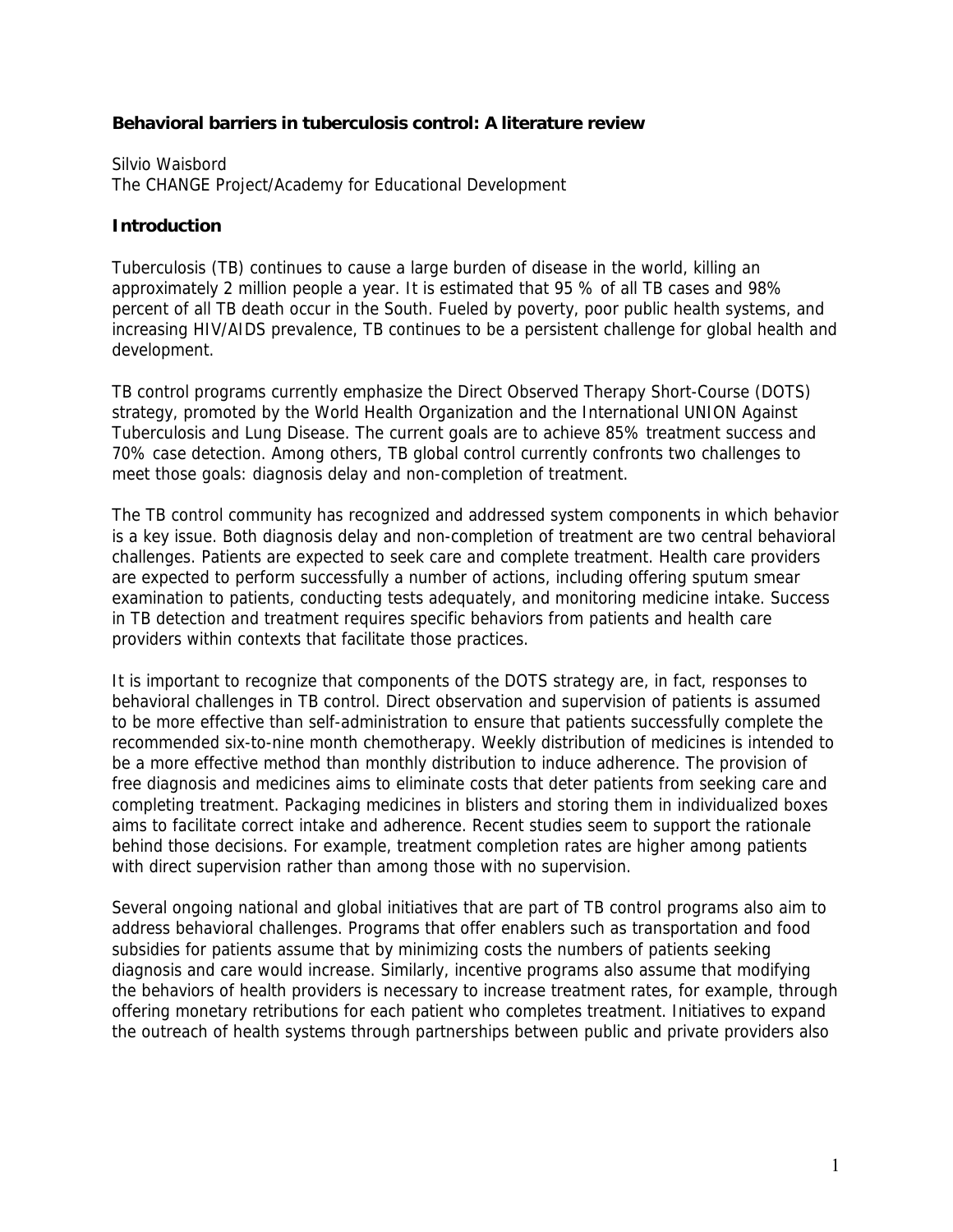# Behavioral barriers in tuberculosis control: A literature review

Silvio Waisbord
The CHANGE Project/Academy for Educational Development

## Introduction

Tuberculosis (TB) continues to cause a large burden of disease in the world, killing an approximately 2 million people a year. It is estimated that 95 % of all TB cases and 98% percent of all TB death occur in the South. Fueled by poverty, poor public health systems, and increasing HIV/AIDS prevalence, TB continues to be a persistent challenge for global health and development.

TB control programs currently emphasize the Direct Observed Therapy Short-Course (DOTS) strategy, promoted by the World Health Organization and the International UNION Against Tuberculosis and Lung Disease. The current goals are to achieve 85% treatment success and 70% case detection. Among others, TB global control currently confronts two challenges to meet those goals: diagnosis delay and non-completion of treatment.

The TB control community has recognized and addressed system components in which behavior is a key issue. Both diagnosis delay and non-completion of treatment are two central behavioral challenges. Patients are expected to seek care and complete treatment. Health care providers are expected to perform successfully a number of actions, including offering sputum smear examination to patients, conducting tests adequately, and monitoring medicine intake. Success in TB detection and treatment requires specific behaviors from patients and health care providers within contexts that facilitate those practices.

It is important to recognize that components of the DOTS strategy are, in fact, responses to behavioral challenges in TB control. Direct observation and supervision of patients is assumed to be more effective than self-administration to ensure that patients successfully complete the recommended six-to-nine month chemotherapy. Weekly distribution of medicines is intended to be a more effective method than monthly distribution to induce adherence. The provision of free diagnosis and medicines aims to eliminate costs that deter patients from seeking care and completing treatment. Packaging medicines in blisters and storing them in individualized boxes aims to facilitate correct intake and adherence. Recent studies seem to support the rationale behind those decisions. For example, treatment completion rates are higher among patients with direct supervision rather than among those with no supervision.

Several ongoing national and global initiatives that are part of TB control programs also aim to address behavioral challenges. Programs that offer enablers such as transportation and food subsidies for patients assume that by minimizing costs the numbers of patients seeking diagnosis and care would increase. Similarly, incentive programs also assume that modifying the behaviors of health providers is necessary to increase treatment rates, for example, through offering monetary retributions for each patient who completes treatment. Initiatives to expand the outreach of health systems through partnerships between public and private providers also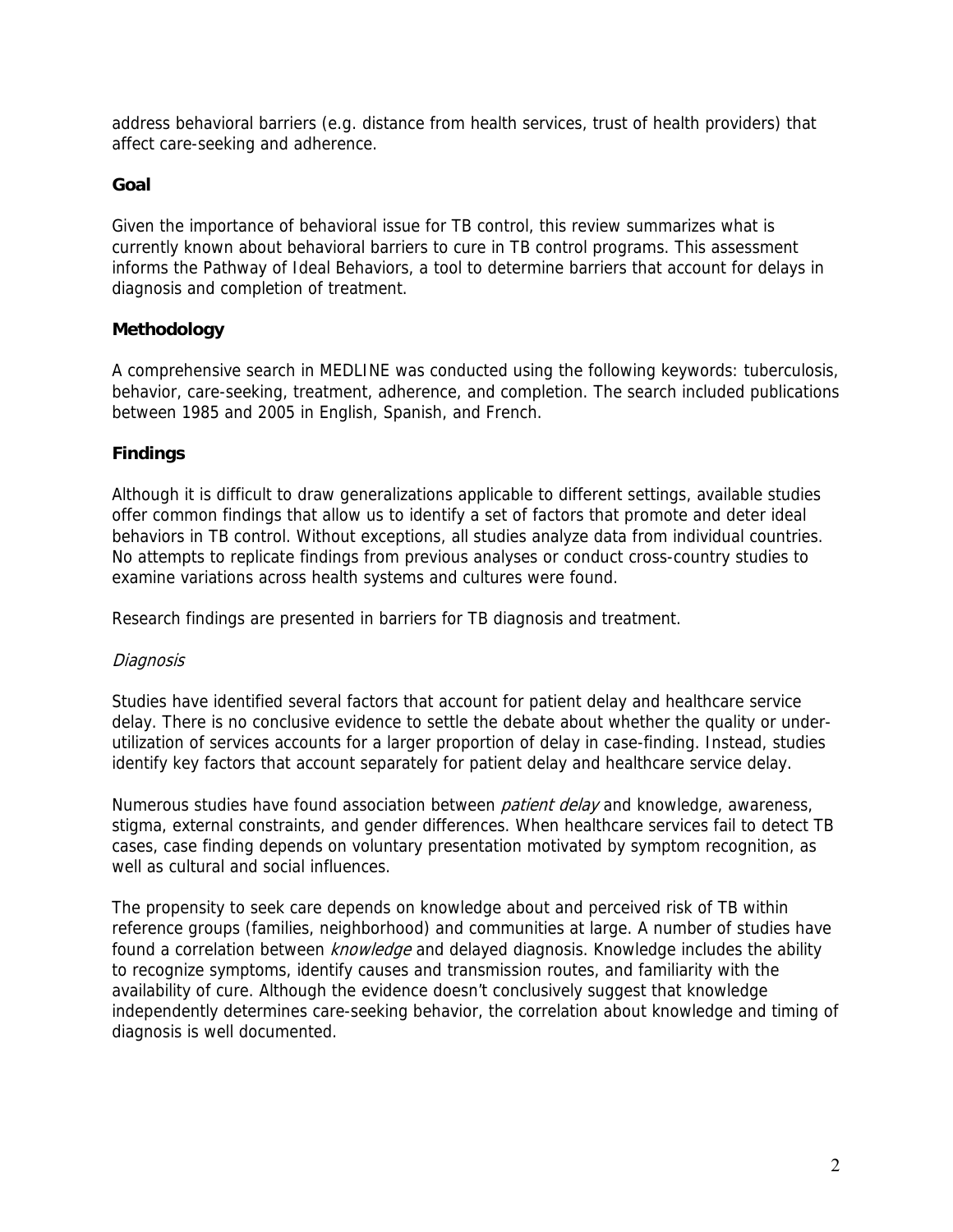address behavioral barriers (e.g. distance from health services, trust of health providers) that affect care-seeking and adherence.

### Goal

Given the importance of behavioral issue for TB control, this review summarizes what is currently known about behavioral barriers to cure in TB control programs. This assessment informs the Pathway of Ideal Behaviors, a tool to determine barriers that account for delays in diagnosis and completion of treatment.

### Methodology

A comprehensive search in MEDLINE was conducted using the following keywords: tuberculosis, behavior, care-seeking, treatment, adherence, and completion. The search included publications between 1985 and 2005 in English, Spanish, and French.

### Findings

Although it is difficult to draw generalizations applicable to different settings, available studies offer common findings that allow us to identify a set of factors that promote and deter ideal behaviors in TB control. Without exceptions, all studies analyze data from individual countries. No attempts to replicate findings from previous analyses or conduct cross-country studies to examine variations across health systems and cultures were found.

Research findings are presented in barriers for TB diagnosis and treatment.

*Diagnosis*

Studies have identified several factors that account for patient delay and healthcare service delay. There is no conclusive evidence to settle the debate about whether the quality or under-utilization of services accounts for a larger proportion of delay in case-finding. Instead, studies identify key factors that account separately for patient delay and healthcare service delay.

Numerous studies have found association between *patient delay* and knowledge, awareness, stigma, external constraints, and gender differences. When healthcare services fail to detect TB cases, case finding depends on voluntary presentation motivated by symptom recognition, as well as cultural and social influences.

The propensity to seek care depends on knowledge about and perceived risk of TB within reference groups (families, neighborhood) and communities at large. A number of studies have found a correlation between *knowledge* and delayed diagnosis. Knowledge includes the ability to recognize symptoms, identify causes and transmission routes, and familiarity with the availability of cure. Although the evidence doesn't conclusively suggest that knowledge independently determines care-seeking behavior, the correlation about knowledge and timing of diagnosis is well documented.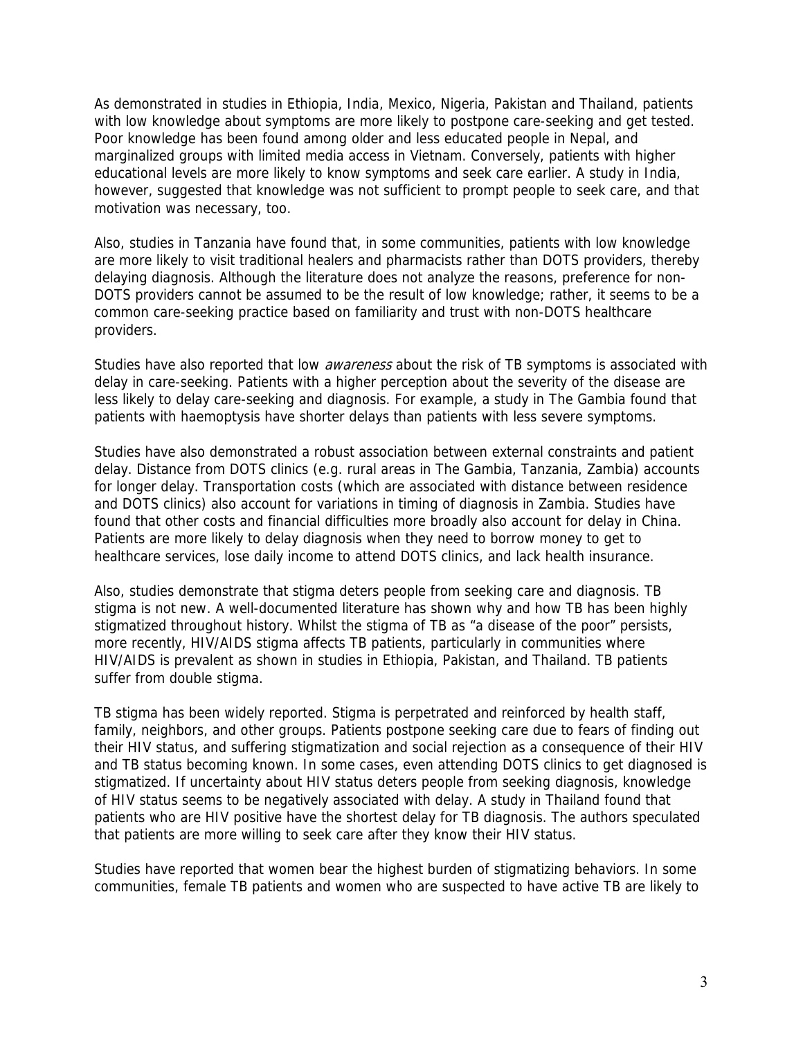As demonstrated in studies in Ethiopia, India, Mexico, Nigeria, Pakistan and Thailand, patients with low knowledge about symptoms are more likely to postpone care-seeking and get tested. Poor knowledge has been found among older and less educated people in Nepal, and marginalized groups with limited media access in Vietnam. Conversely, patients with higher educational levels are more likely to know symptoms and seek care earlier. A study in India, however, suggested that knowledge was not sufficient to prompt people to seek care, and that motivation was necessary, too.

Also, studies in Tanzania have found that, in some communities, patients with low knowledge are more likely to visit traditional healers and pharmacists rather than DOTS providers, thereby delaying diagnosis. Although the literature does not analyze the reasons, preference for non-DOTS providers cannot be assumed to be the result of low knowledge; rather, it seems to be a common care-seeking practice based on familiarity and trust with non-DOTS healthcare providers.

Studies have also reported that low *awareness* about the risk of TB symptoms is associated with delay in care-seeking. Patients with a higher perception about the severity of the disease are less likely to delay care-seeking and diagnosis. For example, a study in The Gambia found that patients with haemoptysis have shorter delays than patients with less severe symptoms.

Studies have also demonstrated a robust association between external constraints and patient delay. Distance from DOTS clinics (e.g. rural areas in The Gambia, Tanzania, Zambia) accounts for longer delay. Transportation costs (which are associated with distance between residence and DOTS clinics) also account for variations in timing of diagnosis in Zambia. Studies have found that other costs and financial difficulties more broadly also account for delay in China. Patients are more likely to delay diagnosis when they need to borrow money to get to healthcare services, lose daily income to attend DOTS clinics, and lack health insurance.

Also, studies demonstrate that stigma deters people from seeking care and diagnosis. TB stigma is not new. A well-documented literature has shown why and how TB has been highly stigmatized throughout history. Whilst the stigma of TB as "a disease of the poor" persists, more recently, HIV/AIDS stigma affects TB patients, particularly in communities where HIV/AIDS is prevalent as shown in studies in Ethiopia, Pakistan, and Thailand. TB patients suffer from double stigma.

TB stigma has been widely reported. Stigma is perpetrated and reinforced by health staff, family, neighbors, and other groups. Patients postpone seeking care due to fears of finding out their HIV status, and suffering stigmatization and social rejection as a consequence of their HIV and TB status becoming known. In some cases, even attending DOTS clinics to get diagnosed is stigmatized. If uncertainty about HIV status deters people from seeking diagnosis, knowledge of HIV status seems to be negatively associated with delay. A study in Thailand found that patients who are HIV positive have the shortest delay for TB diagnosis. The authors speculated that patients are more willing to seek care after they know their HIV status.

Studies have reported that women bear the highest burden of stigmatizing behaviors. In some communities, female TB patients and women who are suspected to have active TB are likely to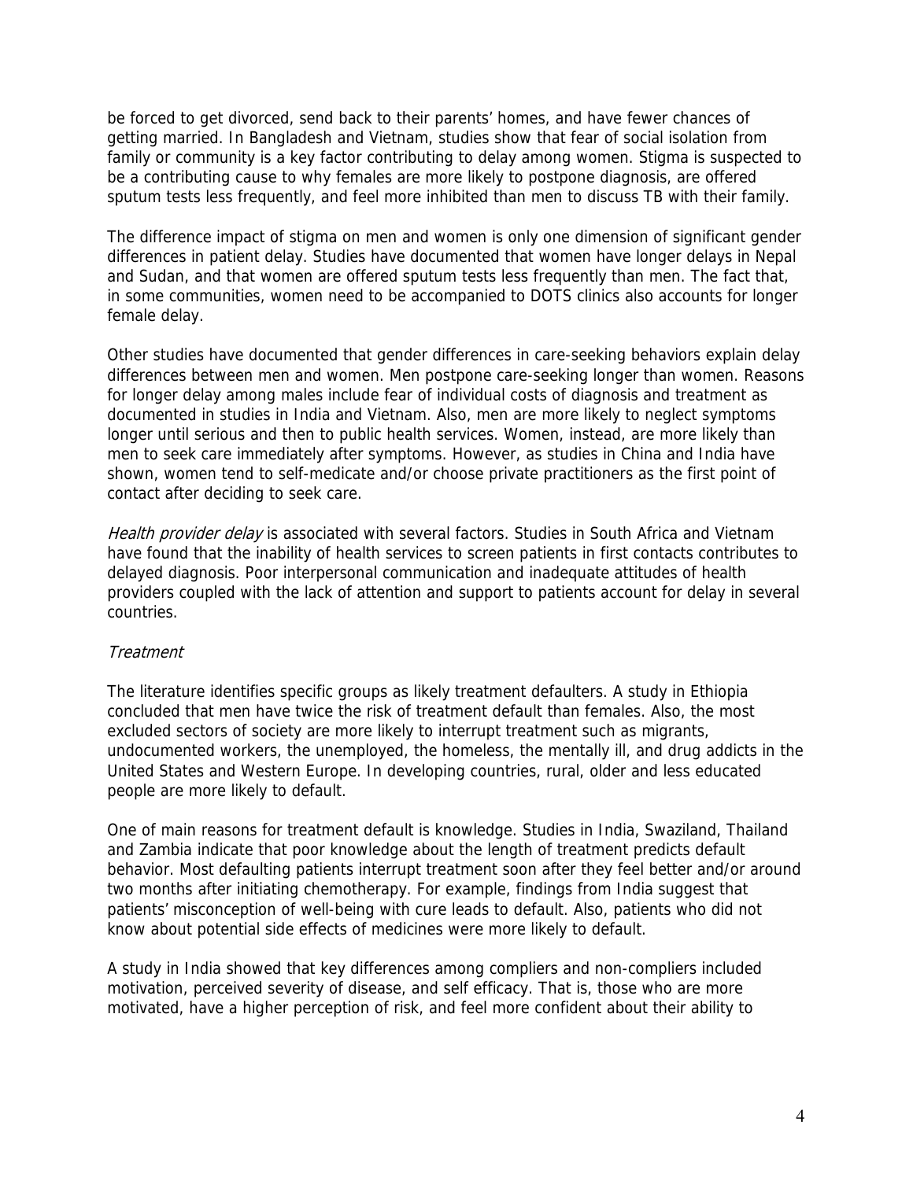be forced to get divorced, send back to their parents' homes, and have fewer chances of getting married. In Bangladesh and Vietnam, studies show that fear of social isolation from family or community is a key factor contributing to delay among women. Stigma is suspected to be a contributing cause to why females are more likely to postpone diagnosis, are offered sputum tests less frequently, and feel more inhibited than men to discuss TB with their family.

The difference impact of stigma on men and women is only one dimension of significant gender differences in patient delay. Studies have documented that women have longer delays in Nepal and Sudan, and that women are offered sputum tests less frequently than men. The fact that, in some communities, women need to be accompanied to DOTS clinics also accounts for longer female delay.

Other studies have documented that gender differences in care-seeking behaviors explain delay differences between men and women. Men postpone care-seeking longer than women. Reasons for longer delay among males include fear of individual costs of diagnosis and treatment as documented in studies in India and Vietnam. Also, men are more likely to neglect symptoms longer until serious and then to public health services. Women, instead, are more likely than men to seek care immediately after symptoms. However, as studies in China and India have shown, women tend to self-medicate and/or choose private practitioners as the first point of contact after deciding to seek care.

*Health provider delay* is associated with several factors. Studies in South Africa and Vietnam have found that the inability of health services to screen patients in first contacts contributes to delayed diagnosis. Poor interpersonal communication and inadequate attitudes of health providers coupled with the lack of attention and support to patients account for delay in several countries.

*Treatment*

The literature identifies specific groups as likely treatment defaulters. A study in Ethiopia concluded that men have twice the risk of treatment default than females. Also, the most excluded sectors of society are more likely to interrupt treatment such as migrants, undocumented workers, the unemployed, the homeless, the mentally ill, and drug addicts in the United States and Western Europe. In developing countries, rural, older and less educated people are more likely to default.

One of main reasons for treatment default is knowledge. Studies in India, Swaziland, Thailand and Zambia indicate that poor knowledge about the length of treatment predicts default behavior. Most defaulting patients interrupt treatment soon after they feel better and/or around two months after initiating chemotherapy. For example, findings from India suggest that patients' misconception of well-being with cure leads to default. Also, patients who did not know about potential side effects of medicines were more likely to default.

A study in India showed that key differences among compliers and non-compliers included motivation, perceived severity of disease, and self efficacy. That is, those who are more motivated, have a higher perception of risk, and feel more confident about their ability to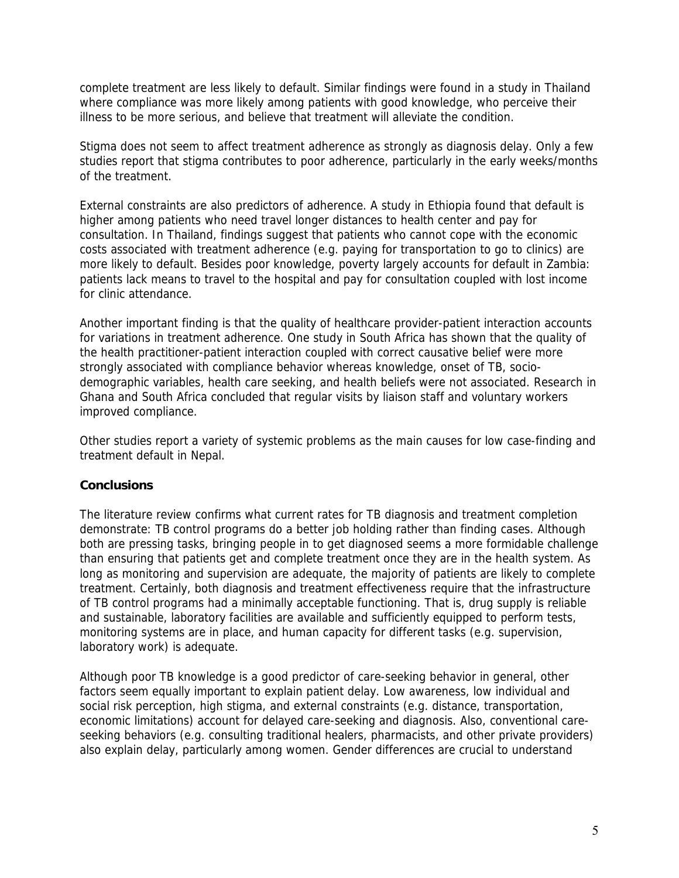complete treatment are less likely to default. Similar findings were found in a study in Thailand where compliance was more likely among patients with good knowledge, who perceive their illness to be more serious, and believe that treatment will alleviate the condition.

Stigma does not seem to affect treatment adherence as strongly as diagnosis delay. Only a few studies report that stigma contributes to poor adherence, particularly in the early weeks/months of the treatment.

External constraints are also predictors of adherence. A study in Ethiopia found that default is higher among patients who need travel longer distances to health center and pay for consultation. In Thailand, findings suggest that patients who cannot cope with the economic costs associated with treatment adherence (e.g. paying for transportation to go to clinics) are more likely to default. Besides poor knowledge, poverty largely accounts for default in Zambia: patients lack means to travel to the hospital and pay for consultation coupled with lost income for clinic attendance.

Another important finding is that the quality of healthcare provider-patient interaction accounts for variations in treatment adherence. One study in South Africa has shown that the quality of the health practitioner-patient interaction coupled with correct causative belief were more strongly associated with compliance behavior whereas knowledge, onset of TB, socio-demographic variables, health care seeking, and health beliefs were not associated. Research in Ghana and South Africa concluded that regular visits by liaison staff and voluntary workers improved compliance.

Other studies report a variety of systemic problems as the main causes for low case-finding and treatment default in Nepal.

## Conclusions

The literature review confirms what current rates for TB diagnosis and treatment completion demonstrate: TB control programs do a better job holding rather than finding cases. Although both are pressing tasks, bringing people in to get diagnosed seems a more formidable challenge than ensuring that patients get and complete treatment once they are in the health system. As long as monitoring and supervision are adequate, the majority of patients are likely to complete treatment. Certainly, both diagnosis and treatment effectiveness require that the infrastructure of TB control programs had a minimally acceptable functioning. That is, drug supply is reliable and sustainable, laboratory facilities are available and sufficiently equipped to perform tests, monitoring systems are in place, and human capacity for different tasks (e.g. supervision, laboratory work) is adequate.

Although poor TB knowledge is a good predictor of care-seeking behavior in general, other factors seem equally important to explain patient delay. Low awareness, low individual and social risk perception, high stigma, and external constraints (e.g. distance, transportation, economic limitations) account for delayed care-seeking and diagnosis. Also, conventional care-seeking behaviors (e.g. consulting traditional healers, pharmacists, and other private providers) also explain delay, particularly among women. Gender differences are crucial to understand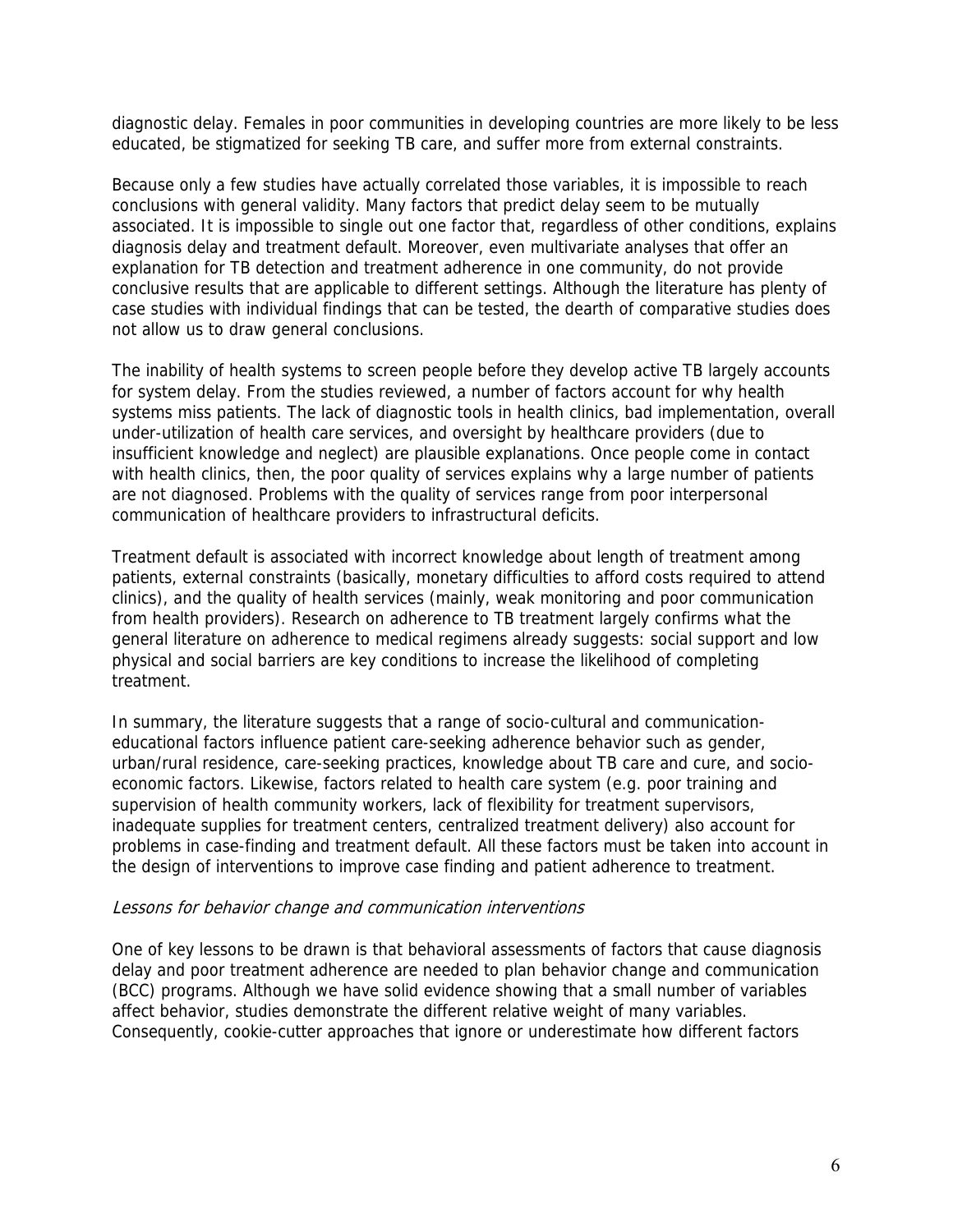diagnostic delay. Females in poor communities in developing countries are more likely to be less educated, be stigmatized for seeking TB care, and suffer more from external constraints.

Because only a few studies have actually correlated those variables, it is impossible to reach conclusions with general validity. Many factors that predict delay seem to be mutually associated. It is impossible to single out one factor that, regardless of other conditions, explains diagnosis delay and treatment default. Moreover, even multivariate analyses that offer an explanation for TB detection and treatment adherence in one community, do not provide conclusive results that are applicable to different settings. Although the literature has plenty of case studies with individual findings that can be tested, the dearth of comparative studies does not allow us to draw general conclusions.

The inability of health systems to screen people before they develop active TB largely accounts for system delay. From the studies reviewed, a number of factors account for why health systems miss patients. The lack of diagnostic tools in health clinics, bad implementation, overall under-utilization of health care services, and oversight by healthcare providers (due to insufficient knowledge and neglect) are plausible explanations. Once people come in contact with health clinics, then, the poor quality of services explains why a large number of patients are not diagnosed. Problems with the quality of services range from poor interpersonal communication of healthcare providers to infrastructural deficits.

Treatment default is associated with incorrect knowledge about length of treatment among patients, external constraints (basically, monetary difficulties to afford costs required to attend clinics), and the quality of health services (mainly, weak monitoring and poor communication from health providers). Research on adherence to TB treatment largely confirms what the general literature on adherence to medical regimens already suggests: social support and low physical and social barriers are key conditions to increase the likelihood of completing treatment.

In summary, the literature suggests that a range of socio-cultural and communication-educational factors influence patient care-seeking adherence behavior such as gender, urban/rural residence, care-seeking practices, knowledge about TB care and cure, and socio-economic factors. Likewise, factors related to health care system (e.g. poor training and supervision of health community workers, lack of flexibility for treatment supervisors, inadequate supplies for treatment centers, centralized treatment delivery) also account for problems in case-finding and treatment default. All these factors must be taken into account in the design of interventions to improve case finding and patient adherence to treatment.

*Lessons for behavior change and communication interventions*

One of key lessons to be drawn is that behavioral assessments of factors that cause diagnosis delay and poor treatment adherence are needed to plan behavior change and communication (BCC) programs. Although we have solid evidence showing that a small number of variables affect behavior, studies demonstrate the different relative weight of many variables. Consequently, cookie-cutter approaches that ignore or underestimate how different factors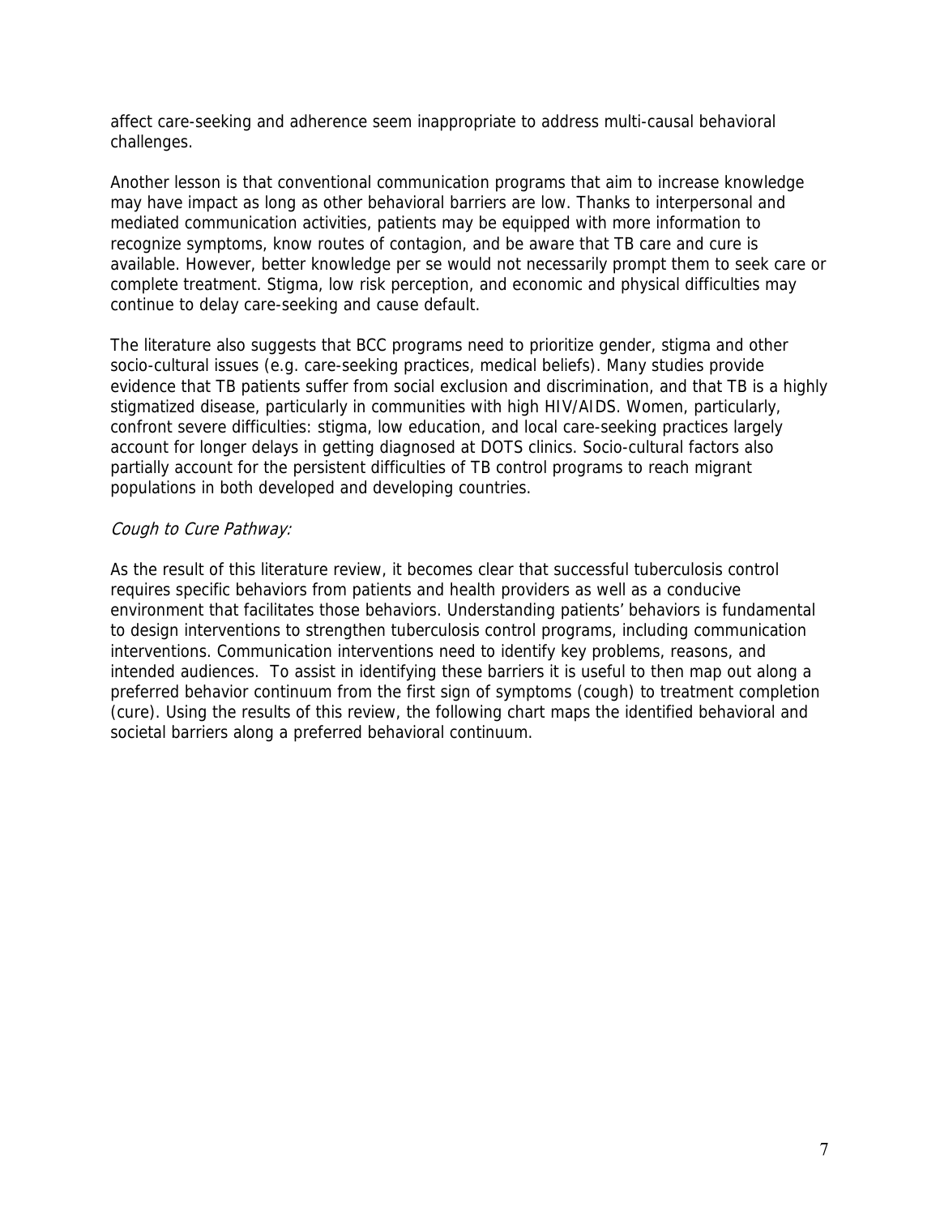affect care-seeking and adherence seem inappropriate to address multi-causal behavioral challenges.

Another lesson is that conventional communication programs that aim to increase knowledge may have impact as long as other behavioral barriers are low. Thanks to interpersonal and mediated communication activities, patients may be equipped with more information to recognize symptoms, know routes of contagion, and be aware that TB care and cure is available. However, better knowledge per se would not necessarily prompt them to seek care or complete treatment. Stigma, low risk perception, and economic and physical difficulties may continue to delay care-seeking and cause default.

The literature also suggests that BCC programs need to prioritize gender, stigma and other socio-cultural issues (e.g. care-seeking practices, medical beliefs). Many studies provide evidence that TB patients suffer from social exclusion and discrimination, and that TB is a highly stigmatized disease, particularly in communities with high HIV/AIDS. Women, particularly, confront severe difficulties: stigma, low education, and local care-seeking practices largely account for longer delays in getting diagnosed at DOTS clinics. Socio-cultural factors also partially account for the persistent difficulties of TB control programs to reach migrant populations in both developed and developing countries.

*Cough to Cure Pathway:*

As the result of this literature review, it becomes clear that successful tuberculosis control requires specific behaviors from patients and health providers as well as a conducive environment that facilitates those behaviors. Understanding patients' behaviors is fundamental to design interventions to strengthen tuberculosis control programs, including communication interventions. Communication interventions need to identify key problems, reasons, and intended audiences. To assist in identifying these barriers it is useful to then map out along a preferred behavior continuum from the first sign of symptoms (cough) to treatment completion (cure). Using the results of this review, the following chart maps the identified behavioral and societal barriers along a preferred behavioral continuum.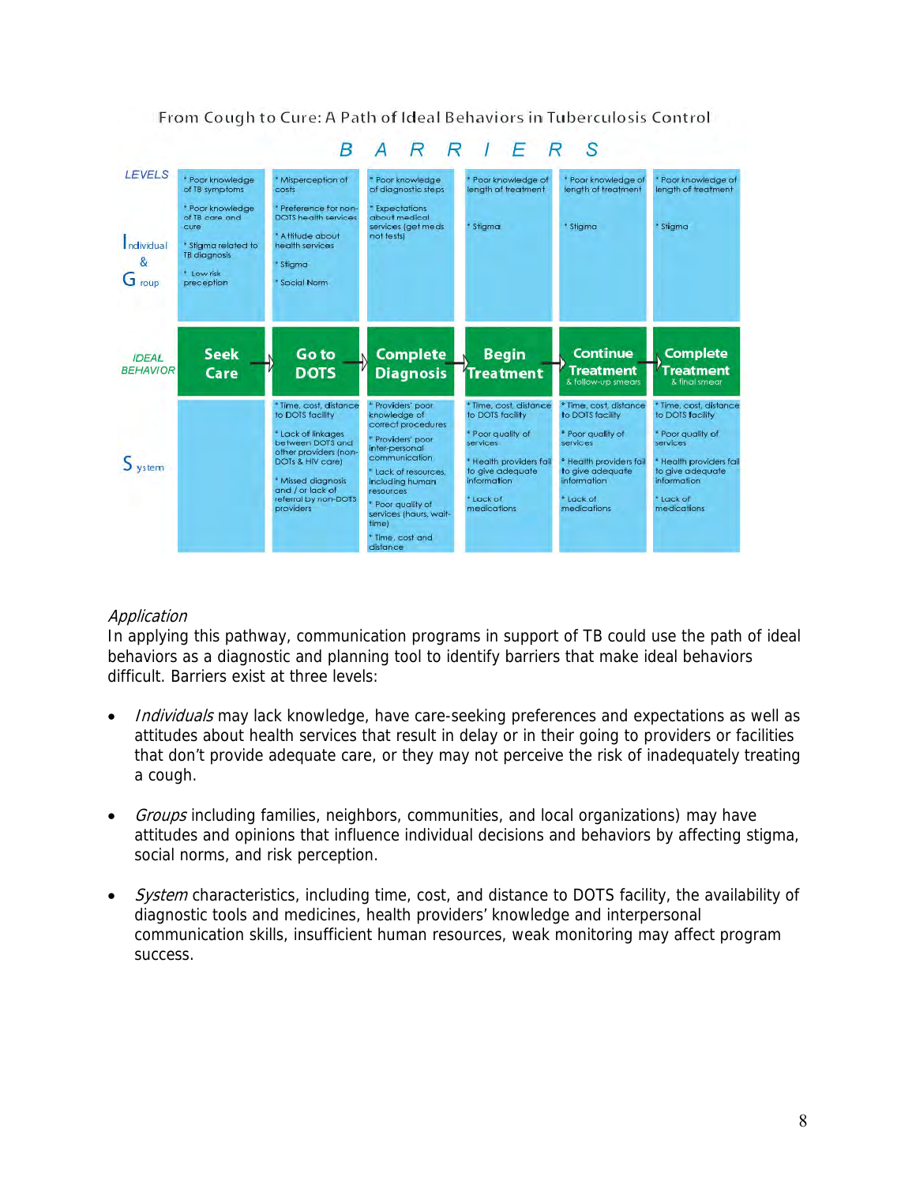From Cough to Cure: A Path of Ideal Behaviors in Tuberculosis Control

| LEVELS | BARRIERS | | | | | |
|---|---|---|---|---|---|---|
| Individual & Group | * Poor knowledge of TB symptoms<br>* Poor knowledge of TB care and cure<br>* Stigma related to TB diagnosis<br>* Low risk preception | * Misperception of costs<br>* Preference for non-DOTS health services<br>* Attitude about health services<br>* Stigma<br>* Social Norm | * Poor knowledge of diagnostic steps<br>* Expectations about medical services (get meds not tests) | * Poor knowledge of length of treatment<br>* Stigma | * Poor knowledge of length of treatment<br>* Stigma | * Poor knowledge of length of treatment<br>* Stigma |
| IDEAL BEHAVIOR | Seek Care → | Go to DOTS → | Complete Diagnosis → | Begin Treatment → | Continue Treatment & follow-up smears → | Complete Treatment & final smear |
| System | | * Time, cost, distance to DOTS facility<br>* Lack of linkages between DOTS and other providers (non-DOTs & HIV care)<br>* Missed diagnosis and / or lack of referral by non-DOTS providers | * Providers' poor knowledge of correct procedures<br>* Providers' poor inter-personal communication<br>* Lack of resources, including human resources<br>* Poor quality of services (hours, wait-time)<br>* Time, cost and distance | * Time, cost, distance to DOTS facility<br>* Poor quality of services<br>* Health providers fail to give adequate information<br>* Lack of medications | * Time, cost, distance to DOTS facility<br>* Poor quality of services<br>* Health providers fail to give adequate information<br>* Lack of medications | * Time, cost, distance to DOTS facility<br>* Poor quality of services<br>* Health providers fail to give adequate information<br>* Lack of medications |

*Application*

In applying this pathway, communication programs in support of TB could use the path of ideal behaviors as a diagnostic and planning tool to identify barriers that make ideal behaviors difficult. Barriers exist at three levels:

- *Individuals* may lack knowledge, have care-seeking preferences and expectations as well as attitudes about health services that result in delay or in their going to providers or facilities that don't provide adequate care, or they may not perceive the risk of inadequately treating a cough.

- *Groups* including families, neighbors, communities, and local organizations) may have attitudes and opinions that influence individual decisions and behaviors by affecting stigma, social norms, and risk perception.

- *System* characteristics, including time, cost, and distance to DOTS facility, the availability of diagnostic tools and medicines, health providers' knowledge and interpersonal communication skills, insufficient human resources, weak monitoring may affect program success.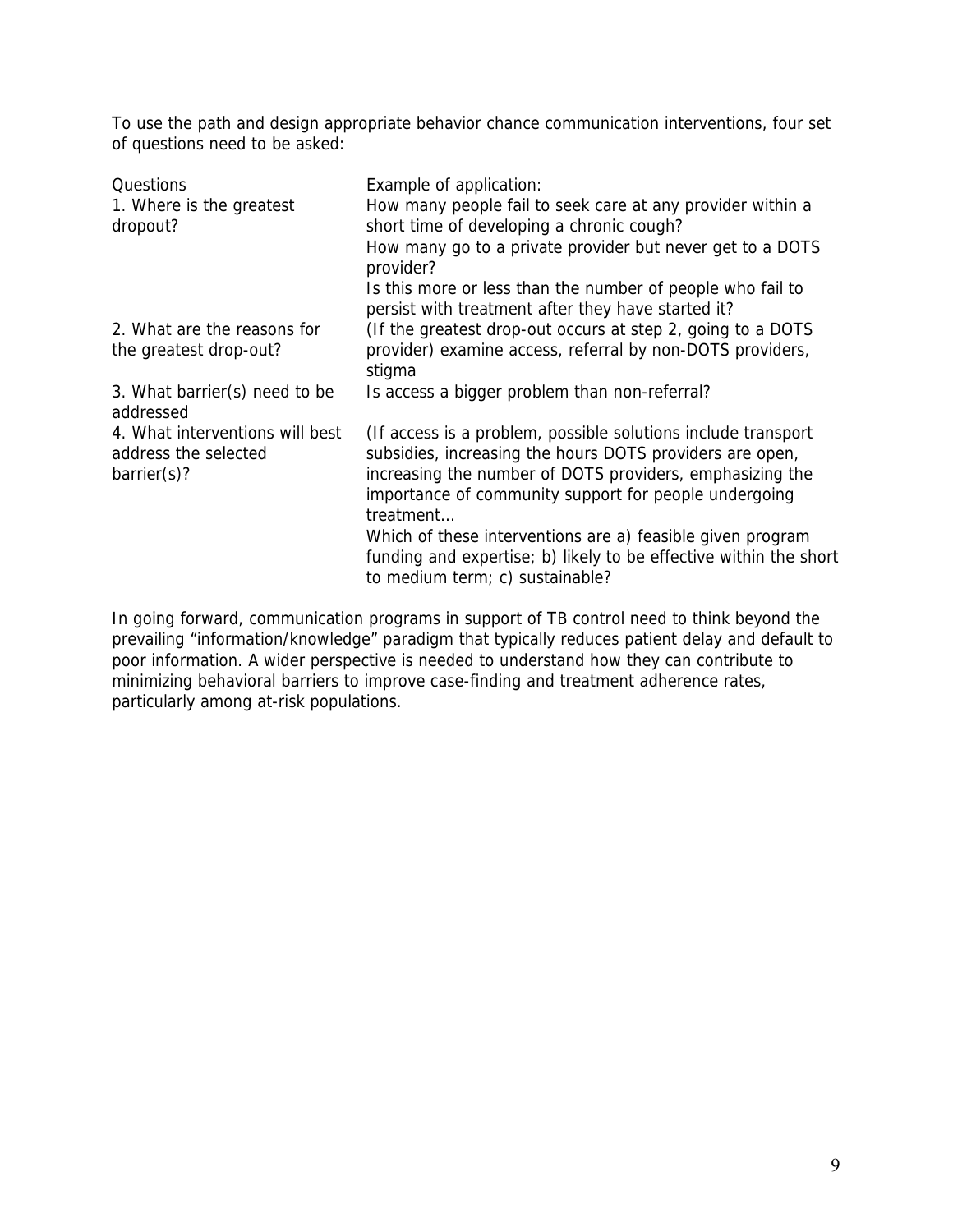To use the path and design appropriate behavior chance communication interventions, four set of questions need to be asked:

| Questions | Example of application: |
| --- | --- |
| 1. Where is the greatest dropout? | How many people fail to seek care at any provider within a short time of developing a chronic cough?<br>How many go to a private provider but never get to a DOTS provider?<br>Is this more or less than the number of people who fail to persist with treatment after they have started it? |
| 2. What are the reasons for the greatest drop-out? | (If the greatest drop-out occurs at step 2, going to a DOTS provider) examine access, referral by non-DOTS providers, stigma |
| 3. What barrier(s) need to be addressed | Is access a bigger problem than non-referral? |
| 4. What interventions will best address the selected barrier(s)? | (If access is a problem, possible solutions include transport subsidies, increasing the hours DOTS providers are open, increasing the number of DOTS providers, emphasizing the importance of community support for people undergoing treatment…<br>Which of these interventions are a) feasible given program funding and expertise; b) likely to be effective within the short to medium term; c) sustainable? |

In going forward, communication programs in support of TB control need to think beyond the prevailing "information/knowledge" paradigm that typically reduces patient delay and default to poor information. A wider perspective is needed to understand how they can contribute to minimizing behavioral barriers to improve case-finding and treatment adherence rates, particularly among at-risk populations.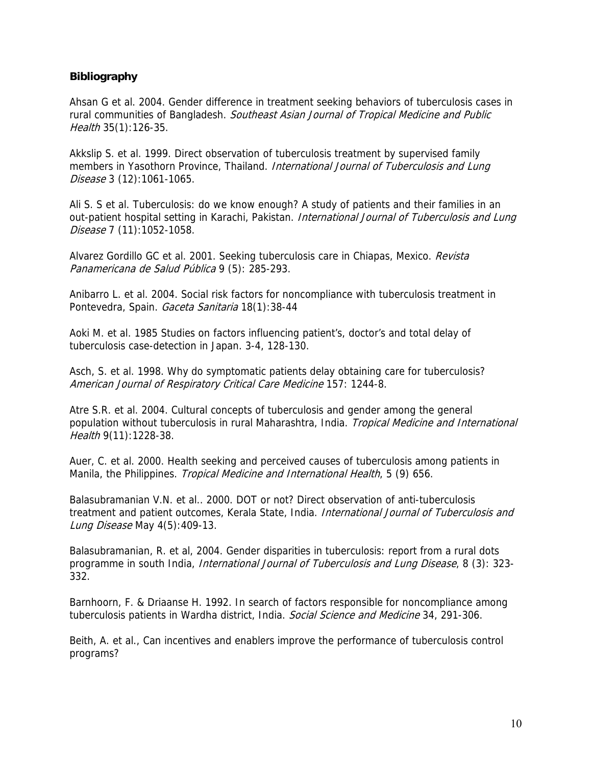**Bibliography**

Ahsan G et al. 2004. Gender difference in treatment seeking behaviors of tuberculosis cases in rural communities of Bangladesh. *Southeast Asian Journal of Tropical Medicine and Public Health* 35(1):126-35.

Akkslip S. et al. 1999. Direct observation of tuberculosis treatment by supervised family members in Yasothorn Province, Thailand. *International Journal of Tuberculosis and Lung Disease* 3 (12):1061-1065.

Ali S. S et al. Tuberculosis: do we know enough? A study of patients and their families in an out-patient hospital setting in Karachi, Pakistan. *International Journal of Tuberculosis and Lung Disease* 7 (11):1052-1058.

Alvarez Gordillo GC et al. 2001. Seeking tuberculosis care in Chiapas, Mexico. *Revista Panamericana de Salud Pública* 9 (5): 285-293.

Anibarro L. et al. 2004. Social risk factors for noncompliance with tuberculosis treatment in Pontevedra, Spain. *Gaceta Sanitaria* 18(1):38-44

Aoki M. et al. 1985 Studies on factors influencing patient's, doctor's and total delay of tuberculosis case-detection in Japan. 3-4, 128-130.

Asch, S. et al. 1998. Why do symptomatic patients delay obtaining care for tuberculosis? *American Journal of Respiratory Critical Care Medicine* 157: 1244-8.

Atre S.R. et al. 2004. Cultural concepts of tuberculosis and gender among the general population without tuberculosis in rural Maharashtra, India. *Tropical Medicine and International Health* 9(11):1228-38.

Auer, C. et al. 2000. Health seeking and perceived causes of tuberculosis among patients in Manila, the Philippines. *Tropical Medicine and International Health*, 5 (9) 656.

Balasubramanian V.N. et al.. 2000. DOT or not? Direct observation of anti-tuberculosis treatment and patient outcomes, Kerala State, India. *International Journal of Tuberculosis and Lung Disease* May 4(5):409-13.

Balasubramanian, R. et al, 2004. Gender disparities in tuberculosis: report from a rural dots programme in south India, *International Journal of Tuberculosis and Lung Disease*, 8 (3): 323-332.

Barnhoorn, F. & Driaanse H. 1992. In search of factors responsible for noncompliance among tuberculosis patients in Wardha district, India. *Social Science and Medicine* 34, 291-306.

Beith, A. et al., Can incentives and enablers improve the performance of tuberculosis control programs?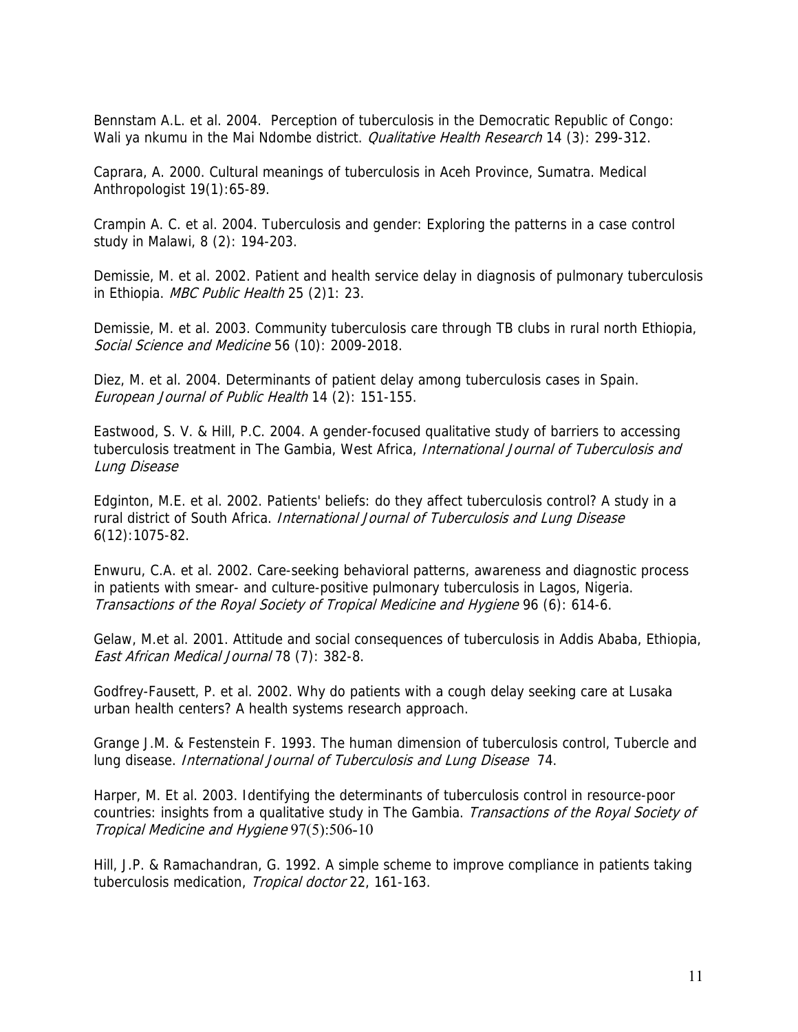Bennstam A.L. et al. 2004. Perception of tuberculosis in the Democratic Republic of Congo: Wali ya nkumu in the Mai Ndombe district. *Qualitative Health Research* 14 (3): 299-312.

Caprara, A. 2000. Cultural meanings of tuberculosis in Aceh Province, Sumatra. Medical Anthropologist 19(1):65-89.

Crampin A. C. et al. 2004. Tuberculosis and gender: Exploring the patterns in a case control study in Malawi, 8 (2): 194-203.

Demissie, M. et al. 2002. Patient and health service delay in diagnosis of pulmonary tuberculosis in Ethiopia. *MBC Public Health* 25 (2)1: 23.

Demissie, M. et al. 2003. Community tuberculosis care through TB clubs in rural north Ethiopia, *Social Science and Medicine* 56 (10): 2009-2018.

Diez, M. et al. 2004. Determinants of patient delay among tuberculosis cases in Spain. *European Journal of Public Health* 14 (2): 151-155.

Eastwood, S. V. & Hill, P.C. 2004. A gender-focused qualitative study of barriers to accessing tuberculosis treatment in The Gambia, West Africa, *International Journal of Tuberculosis and Lung Disease*

Edginton, M.E. et al. 2002. Patients' beliefs: do they affect tuberculosis control? A study in a rural district of South Africa. *International Journal of Tuberculosis and Lung Disease* 6(12):1075-82.

Enwuru, C.A. et al. 2002. Care-seeking behavioral patterns, awareness and diagnostic process in patients with smear- and culture-positive pulmonary tuberculosis in Lagos, Nigeria. *Transactions of the Royal Society of Tropical Medicine and Hygiene* 96 (6): 614-6.

Gelaw, M.et al. 2001. Attitude and social consequences of tuberculosis in Addis Ababa, Ethiopia, *East African Medical Journal* 78 (7): 382-8.

Godfrey-Fausett, P. et al. 2002. Why do patients with a cough delay seeking care at Lusaka urban health centers? A health systems research approach.

Grange J.M. & Festenstein F. 1993. The human dimension of tuberculosis control, Tubercle and lung disease. *International Journal of Tuberculosis and Lung Disease* 74.

Harper, M. Et al. 2003. Identifying the determinants of tuberculosis control in resource-poor countries: insights from a qualitative study in The Gambia. *Transactions of the Royal Society of Tropical Medicine and Hygiene* 97(5):506-10

Hill, J.P. & Ramachandran, G. 1992. A simple scheme to improve compliance in patients taking tuberculosis medication, *Tropical doctor* 22, 161-163.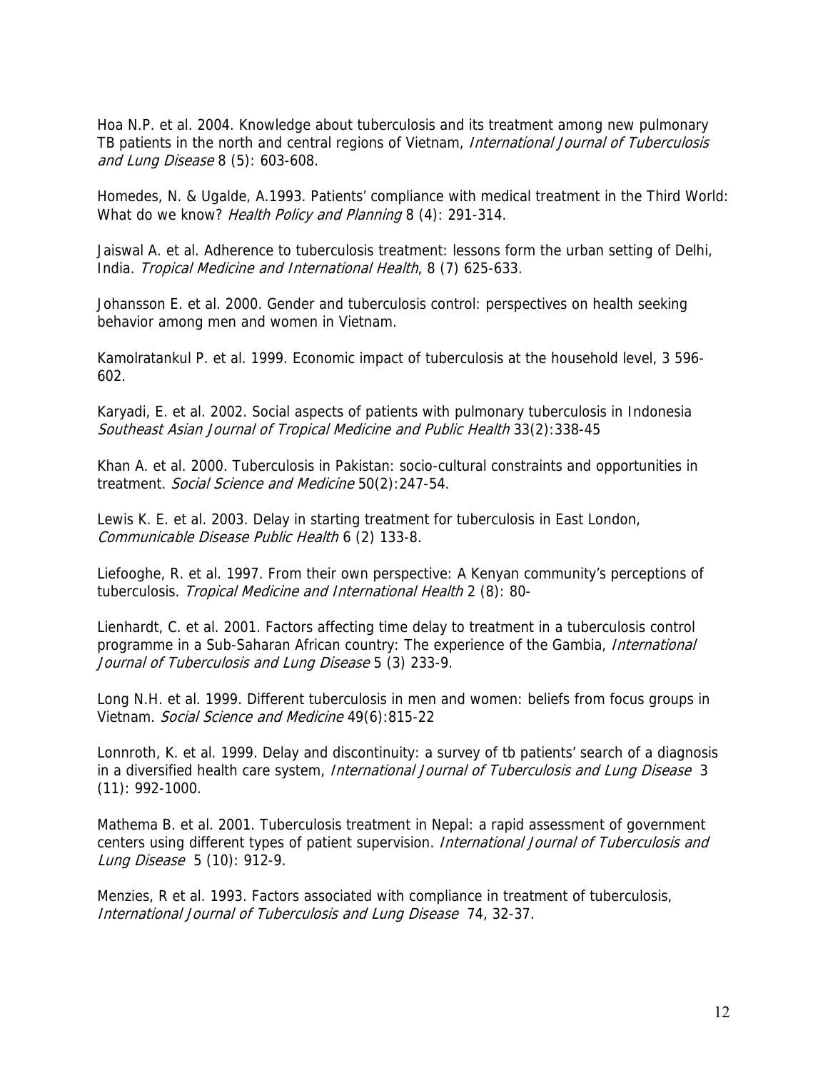Hoa N.P. et al. 2004. Knowledge about tuberculosis and its treatment among new pulmonary TB patients in the north and central regions of Vietnam, *International Journal of Tuberculosis and Lung Disease* 8 (5): 603-608.

Homedes, N. & Ugalde, A.1993. Patients' compliance with medical treatment in the Third World: What do we know? *Health Policy and Planning* 8 (4): 291-314.

Jaiswal A. et al. Adherence to tuberculosis treatment: lessons form the urban setting of Delhi, India. *Tropical Medicine and International Health*, 8 (7) 625-633.

Johansson E. et al. 2000. Gender and tuberculosis control: perspectives on health seeking behavior among men and women in Vietnam.

Kamolratankul P. et al. 1999. Economic impact of tuberculosis at the household level, 3 596-602.

Karyadi, E. et al. 2002. Social aspects of patients with pulmonary tuberculosis in Indonesia *Southeast Asian Journal of Tropical Medicine and Public Health* 33(2):338-45

Khan A. et al. 2000. Tuberculosis in Pakistan: socio-cultural constraints and opportunities in treatment. *Social Science and Medicine* 50(2):247-54.

Lewis K. E. et al. 2003. Delay in starting treatment for tuberculosis in East London, *Communicable Disease Public Health* 6 (2) 133-8.

Liefooghe, R. et al. 1997. From their own perspective: A Kenyan community's perceptions of tuberculosis. *Tropical Medicine and International Health* 2 (8): 80-

Lienhardt, C. et al. 2001. Factors affecting time delay to treatment in a tuberculosis control programme in a Sub-Saharan African country: The experience of the Gambia, *International Journal of Tuberculosis and Lung Disease* 5 (3) 233-9.

Long N.H. et al. 1999. Different tuberculosis in men and women: beliefs from focus groups in Vietnam. *Social Science and Medicine* 49(6):815-22

Lonnroth, K. et al. 1999. Delay and discontinuity: a survey of tb patients' search of a diagnosis in a diversified health care system, *International Journal of Tuberculosis and Lung Disease* 3 (11): 992-1000.

Mathema B. et al. 2001. Tuberculosis treatment in Nepal: a rapid assessment of government centers using different types of patient supervision. *International Journal of Tuberculosis and Lung Disease* 5 (10): 912-9.

Menzies, R et al. 1993. Factors associated with compliance in treatment of tuberculosis, *International Journal of Tuberculosis and Lung Disease* 74, 32-37.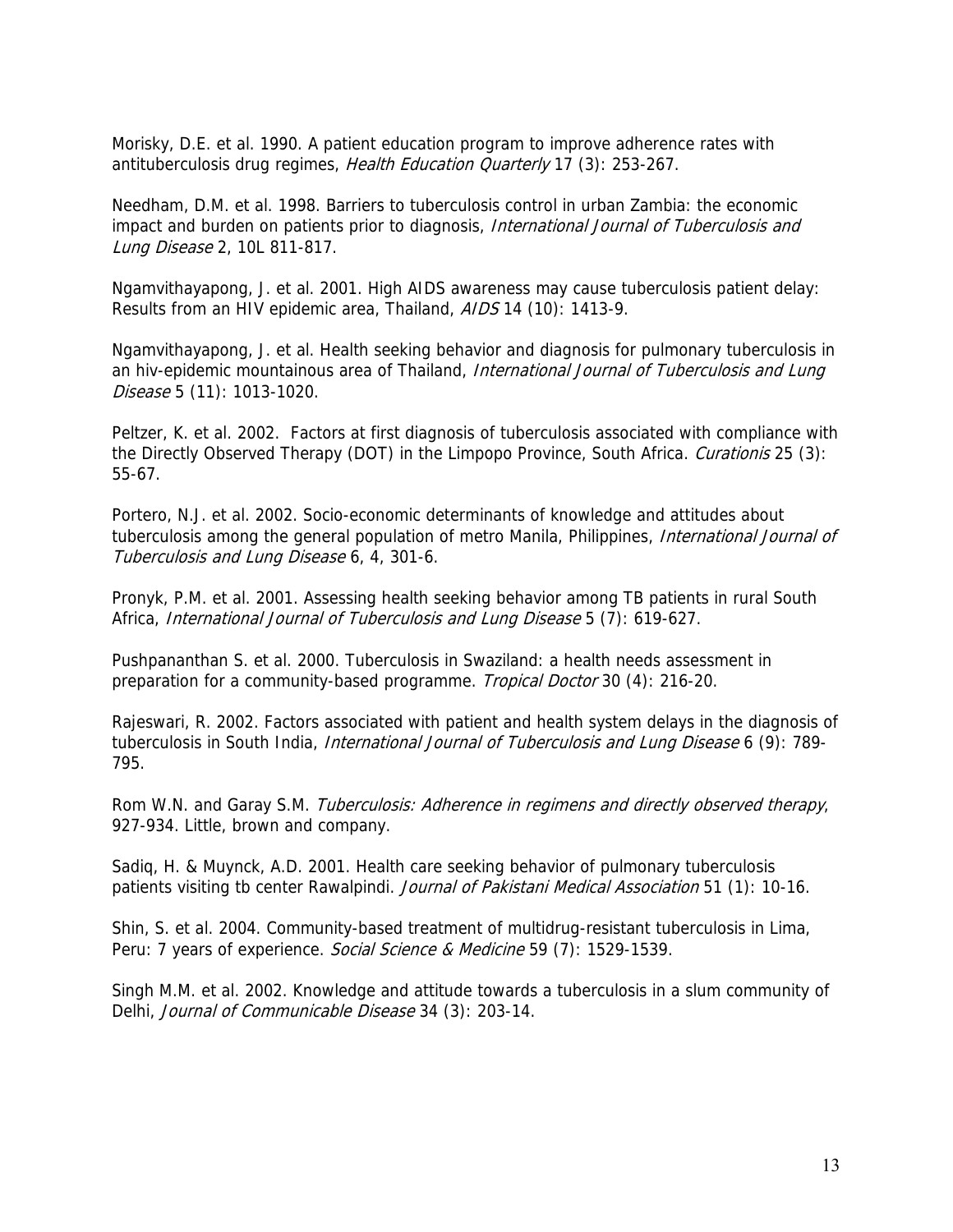Morisky, D.E. et al. 1990. A patient education program to improve adherence rates with antituberculosis drug regimes, *Health Education Quarterly* 17 (3): 253-267.

Needham, D.M. et al. 1998. Barriers to tuberculosis control in urban Zambia: the economic impact and burden on patients prior to diagnosis, *International Journal of Tuberculosis and Lung Disease* 2, 10L 811-817.

Ngamvithayapong, J. et al. 2001. High AIDS awareness may cause tuberculosis patient delay: Results from an HIV epidemic area, Thailand, *AIDS* 14 (10): 1413-9.

Ngamvithayapong, J. et al. Health seeking behavior and diagnosis for pulmonary tuberculosis in an hiv-epidemic mountainous area of Thailand, *International Journal of Tuberculosis and Lung Disease* 5 (11): 1013-1020.

Peltzer, K. et al. 2002. Factors at first diagnosis of tuberculosis associated with compliance with the Directly Observed Therapy (DOT) in the Limpopo Province, South Africa. *Curationis* 25 (3): 55-67.

Portero, N.J. et al. 2002. Socio-economic determinants of knowledge and attitudes about tuberculosis among the general population of metro Manila, Philippines, *International Journal of Tuberculosis and Lung Disease* 6, 4, 301-6.

Pronyk, P.M. et al. 2001. Assessing health seeking behavior among TB patients in rural South Africa, *International Journal of Tuberculosis and Lung Disease* 5 (7): 619-627.

Pushpananthan S. et al. 2000. Tuberculosis in Swaziland: a health needs assessment in preparation for a community-based programme. *Tropical Doctor* 30 (4): 216-20.

Rajeswari, R. 2002. Factors associated with patient and health system delays in the diagnosis of tuberculosis in South India, *International Journal of Tuberculosis and Lung Disease* 6 (9): 789-795.

Rom W.N. and Garay S.M. *Tuberculosis: Adherence in regimens and directly observed therapy*, 927-934. Little, brown and company.

Sadiq, H. & Muynck, A.D. 2001. Health care seeking behavior of pulmonary tuberculosis patients visiting tb center Rawalpindi. *Journal of Pakistani Medical Association* 51 (1): 10-16.

Shin, S. et al. 2004. Community-based treatment of multidrug-resistant tuberculosis in Lima, Peru: 7 years of experience. *Social Science & Medicine* 59 (7): 1529-1539.

Singh M.M. et al. 2002. Knowledge and attitude towards a tuberculosis in a slum community of Delhi, *Journal of Communicable Disease* 34 (3): 203-14.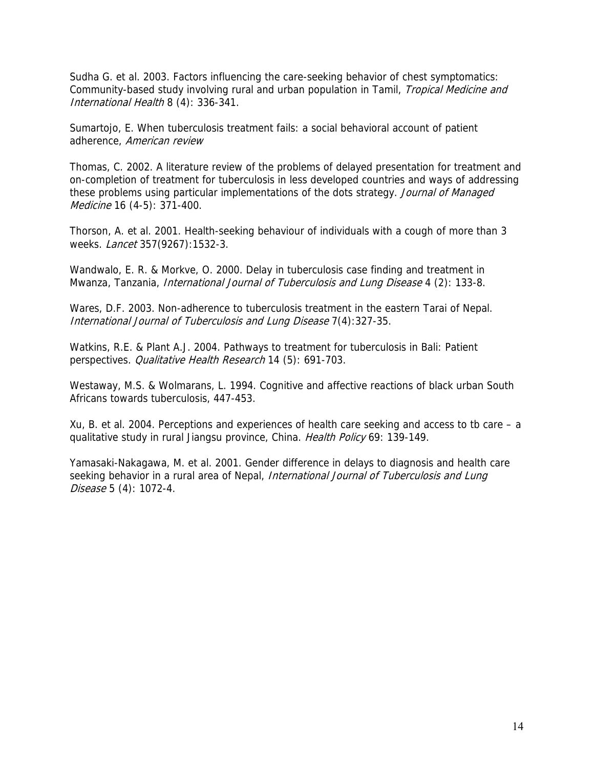Sudha G. et al. 2003. Factors influencing the care-seeking behavior of chest symptomatics: Community-based study involving rural and urban population in Tamil, *Tropical Medicine and International Health* 8 (4): 336-341.

Sumartojo, E. When tuberculosis treatment fails: a social behavioral account of patient adherence, *American review*

Thomas, C. 2002. A literature review of the problems of delayed presentation for treatment and on-completion of treatment for tuberculosis in less developed countries and ways of addressing these problems using particular implementations of the dots strategy. *Journal of Managed Medicine* 16 (4-5): 371-400.

Thorson, A. et al. 2001. Health-seeking behaviour of individuals with a cough of more than 3 weeks. *Lancet* 357(9267):1532-3.

Wandwalo, E. R. & Morkve, O. 2000. Delay in tuberculosis case finding and treatment in Mwanza, Tanzania, *International Journal of Tuberculosis and Lung Disease* 4 (2): 133-8.

Wares, D.F. 2003. Non-adherence to tuberculosis treatment in the eastern Tarai of Nepal. *International Journal of Tuberculosis and Lung Disease* 7(4):327-35.

Watkins, R.E. & Plant A.J. 2004. Pathways to treatment for tuberculosis in Bali: Patient perspectives. *Qualitative Health Research* 14 (5): 691-703.

Westaway, M.S. & Wolmarans, L. 1994. Cognitive and affective reactions of black urban South Africans towards tuberculosis, 447-453.

Xu, B. et al. 2004. Perceptions and experiences of health care seeking and access to tb care – a qualitative study in rural Jiangsu province, China. *Health Policy* 69: 139-149.

Yamasaki-Nakagawa, M. et al. 2001. Gender difference in delays to diagnosis and health care seeking behavior in a rural area of Nepal, *International Journal of Tuberculosis and Lung Disease* 5 (4): 1072-4.